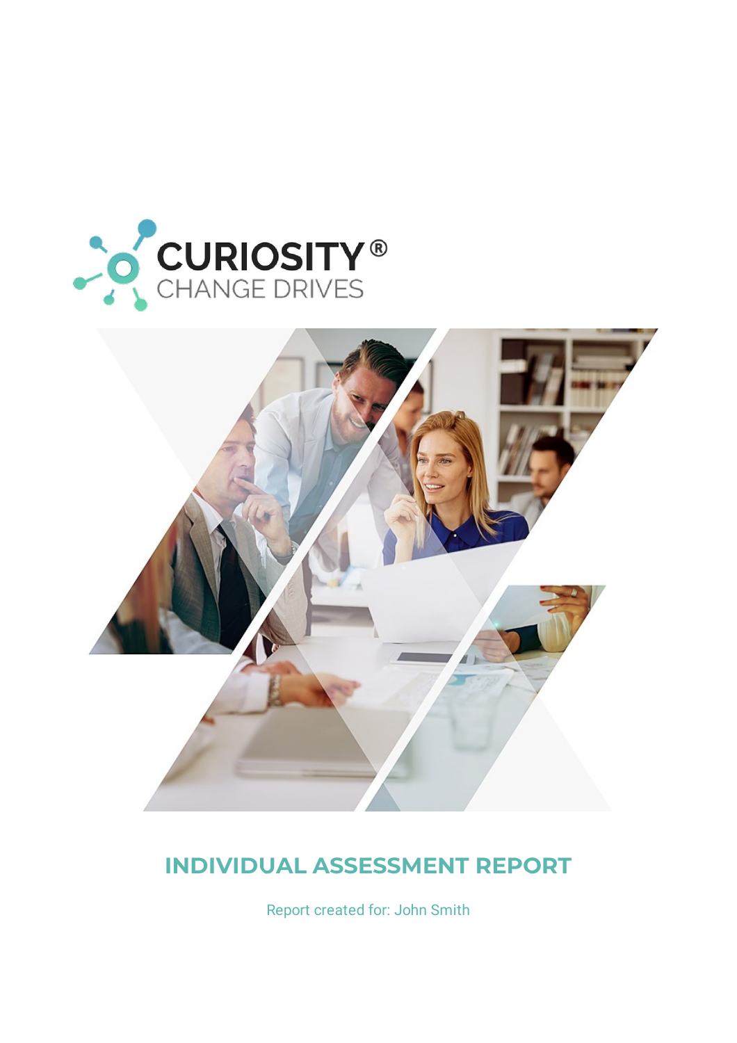CURIOSITY®
CHANGE DRIVES

# INDIVIDUAL ASSESSMENT REPORT

Report created for: John Smith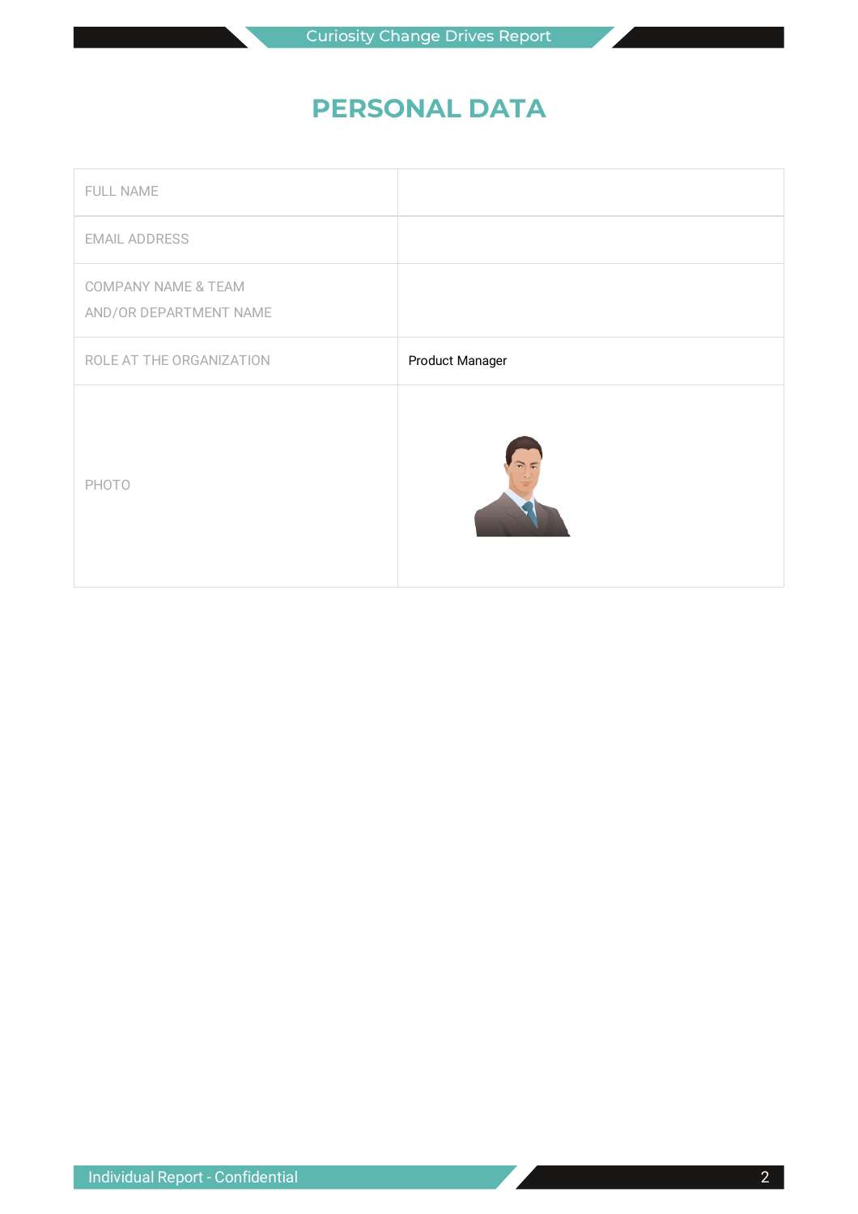# PERSONAL DATA

| | |
|---|---|
| FULL NAME | |
| EMAIL ADDRESS | |
| COMPANY NAME & TEAM AND/OR DEPARTMENT NAME | |
| ROLE AT THE ORGANIZATION | Product Manager |
| PHOTO | |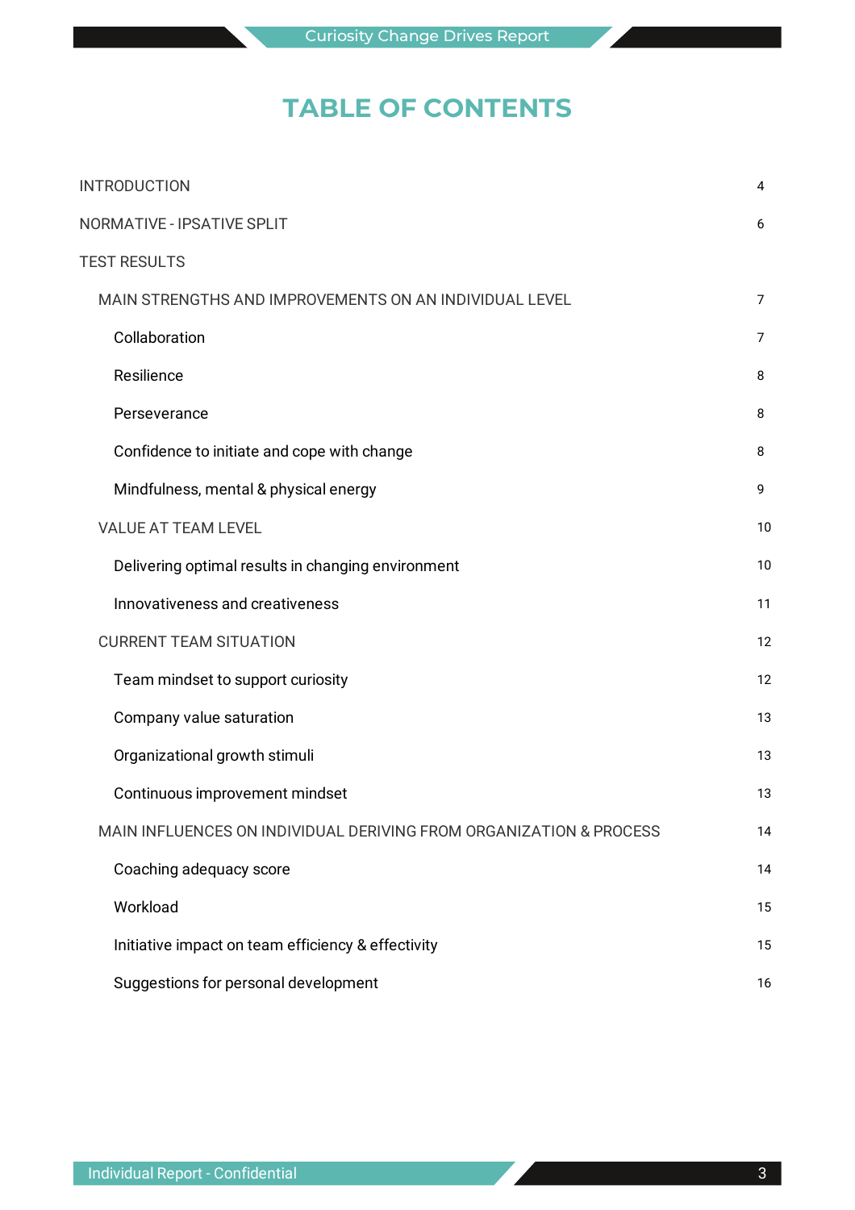# TABLE OF CONTENTS

| | |
|---|---|
| INTRODUCTION | 4 |
| NORMATIVE - IPSATIVE SPLIT | 6 |
| TEST RESULTS | |
| MAIN STRENGTHS AND IMPROVEMENTS ON AN INDIVIDUAL LEVEL | 7 |
| Collaboration | 7 |
| Resilience | 8 |
| Perseverance | 8 |
| Confidence to initiate and cope with change | 8 |
| Mindfulness, mental & physical energy | 9 |
| VALUE AT TEAM LEVEL | 10 |
| Delivering optimal results in changing environment | 10 |
| Innovativeness and creativeness | 11 |
| CURRENT TEAM SITUATION | 12 |
| Team mindset to support curiosity | 12 |
| Company value saturation | 13 |
| Organizational growth stimuli | 13 |
| Continuous improvement mindset | 13 |
| MAIN INFLUENCES ON INDIVIDUAL DERIVING FROM ORGANIZATION & PROCESS | 14 |
| Coaching adequacy score | 14 |
| Workload | 15 |
| Initiative impact on team efficiency & effectivity | 15 |
| Suggestions for personal development | 16 |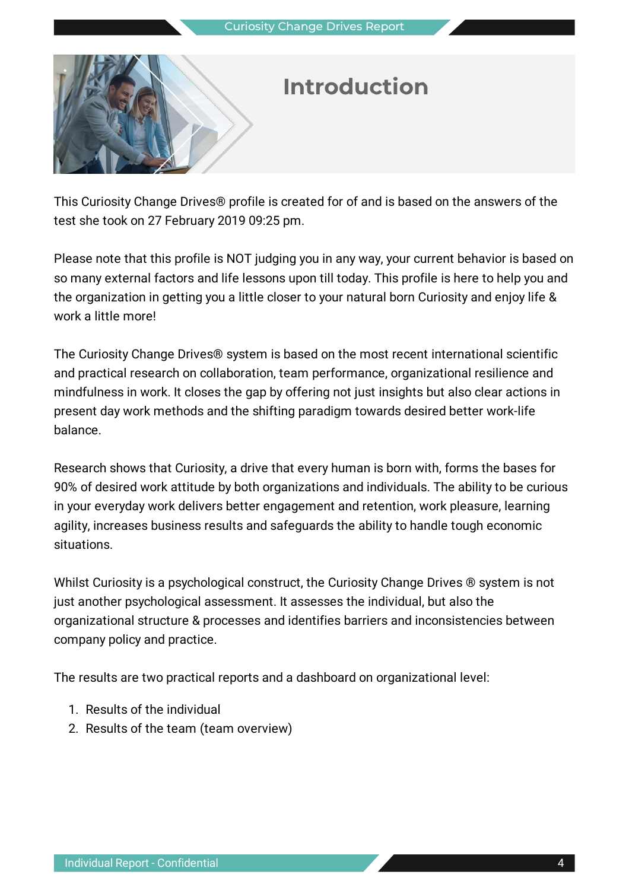# Introduction

This Curiosity Change Drives® profile is created for of and is based on the answers of the test she took on 27 February 2019 09:25 pm.

Please note that this profile is NOT judging you in any way, your current behavior is based on so many external factors and life lessons upon till today. This profile is here to help you and the organization in getting you a little closer to your natural born Curiosity and enjoy life & work a little more!

The Curiosity Change Drives® system is based on the most recent international scientific and practical research on collaboration, team performance, organizational resilience and mindfulness in work. It closes the gap by offering not just insights but also clear actions in present day work methods and the shifting paradigm towards desired better work-life balance.

Research shows that Curiosity, a drive that every human is born with, forms the bases for 90% of desired work attitude by both organizations and individuals. The ability to be curious in your everyday work delivers better engagement and retention, work pleasure, learning agility, increases business results and safeguards the ability to handle tough economic situations.

Whilst Curiosity is a psychological construct, the Curiosity Change Drives ® system is not just another psychological assessment. It assesses the individual, but also the organizational structure & processes and identifies barriers and inconsistencies between company policy and practice.

The results are two practical reports and a dashboard on organizational level:

1. Results of the individual
2. Results of the team (team overview)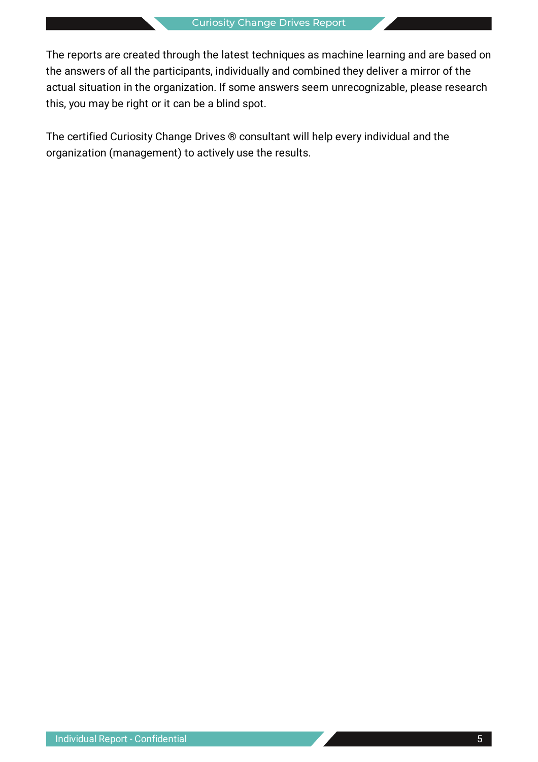The reports are created through the latest techniques as machine learning and are based on the answers of all the participants, individually and combined they deliver a mirror of the actual situation in the organization. If some answers seem unrecognizable, please research this, you may be right or it can be a blind spot.

The certified Curiosity Change Drives ® consultant will help every individual and the organization (management) to actively use the results.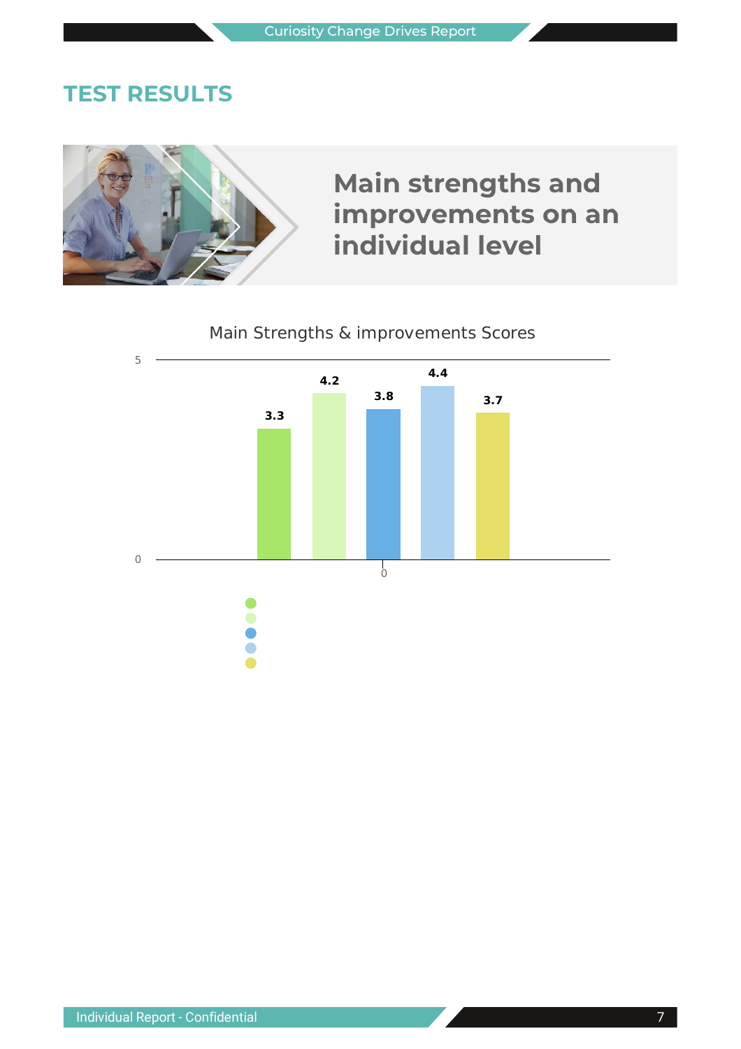# TEST RESULTS

## Main strengths and improvements on an individual level

Main Strengths & improvements Scores

| Bar | Score |
|---|---|
| 1 | 3.3 |
| 2 | 4.2 |
| 3 | 3.8 |
| 4 | 4.4 |
| 5 | 3.7 |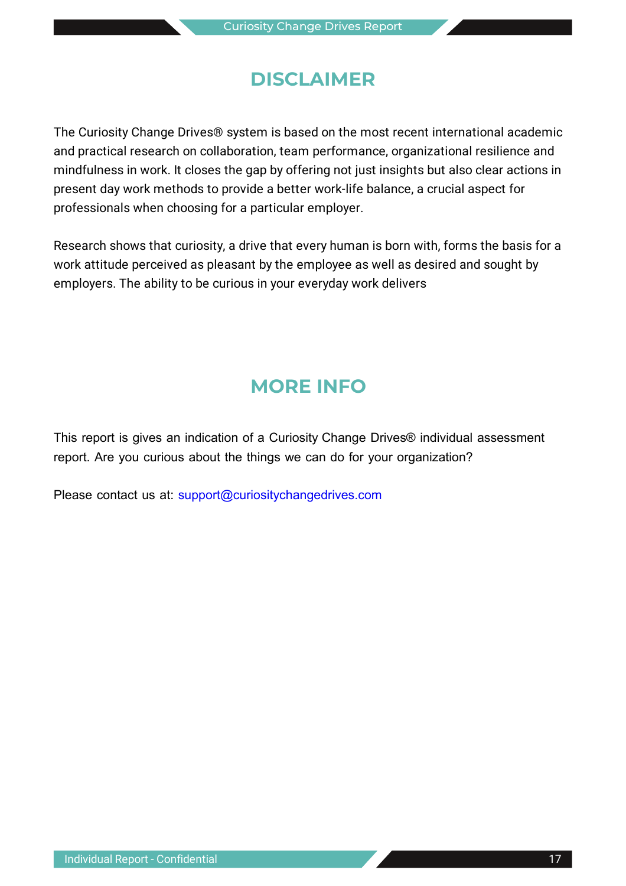# DISCLAIMER

The Curiosity Change Drives® system is based on the most recent international academic and practical research on collaboration, team performance, organizational resilience and mindfulness in work. It closes the gap by offering not just insights but also clear actions in present day work methods to provide a better work-life balance, a crucial aspect for professionals when choosing for a particular employer.

Research shows that curiosity, a drive that every human is born with, forms the basis for a work attitude perceived as pleasant by the employee as well as desired and sought by employers. The ability to be curious in your everyday work delivers

# MORE INFO

This report is gives an indication of a Curiosity Change Drives® individual assessment report. Are you curious about the things we can do for your organization?

Please contact us at: support@curiositychangedrives.com